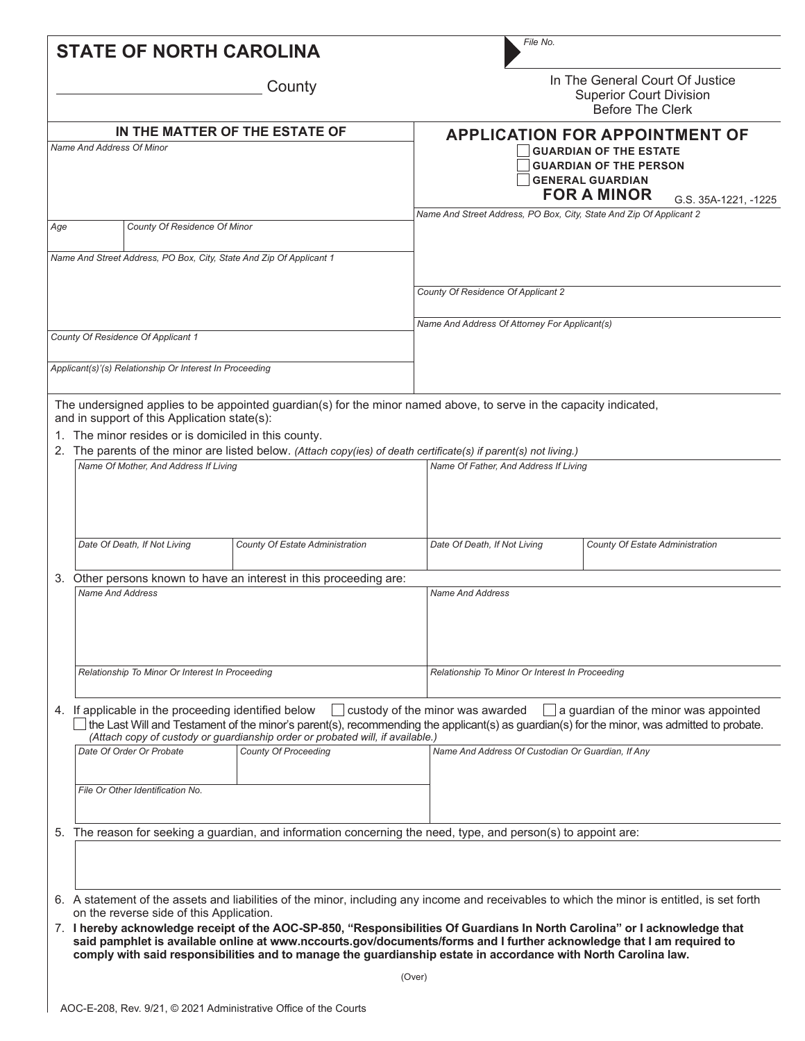# STATE OF NORTH CAROLINA

_________________________ County

*File No.*

In The General Court Of Justice
Superior Court Division
Before The Clerk

| IN THE MATTER OF THE ESTATE OF | APPLICATION FOR APPOINTMENT OF |
|---|---|
| *Name And Address Of Minor* | ☐ GUARDIAN OF THE ESTATE<br>☐ GUARDIAN OF THE PERSON<br>☐ GENERAL GUARDIAN<br>**FOR A MINOR** G.S. 35A-1221, -1225 |
| *Age* / *County Of Residence Of Minor* | *Name And Street Address, PO Box, City, State And Zip Of Applicant 2* |
| *Name And Street Address, PO Box, City, State And Zip Of Applicant 1* | *County Of Residence Of Applicant 2* |
| *County Of Residence Of Applicant 1* | *Name And Address Of Attorney For Applicant(s)* |
| *Applicant(s)'(s) Relationship Or Interest In Proceeding* | |

The undersigned applies to be appointed guardian(s) for the minor named above, to serve in the capacity indicated, and in support of this Application state(s):

1. The minor resides or is domiciled in this county.
2. The parents of the minor are listed below. *(Attach copy(ies) of death certificate(s) if parent(s) not living.)*

| *Name Of Mother, And Address If Living* | | *Name Of Father, And Address If Living* | |
|---|---|---|---|
| | | | |
| *Date Of Death, If Not Living* | *County Of Estate Administration* | *Date Of Death, If Not Living* | *County Of Estate Administration* |

3. Other persons known to have an interest in this proceeding are:

| *Name And Address* | *Name And Address* |
|---|---|
| | |
| *Relationship To Minor Or Interest In Proceeding* | *Relationship To Minor Or Interest In Proceeding* |

4. If applicable in the proceeding identified below ☐ custody of the minor was awarded ☐ a guardian of the minor was appointed ☐ the Last Will and Testament of the minor's parent(s), recommending the applicant(s) as guardian(s) for the minor, was admitted to probate. *(Attach copy of custody or guardianship order or probated will, if available.)*

| *Date Of Order Or Probate* | *County Of Proceeding* | *Name And Address Of Custodian Or Guardian, If Any* |
|---|---|---|
| *File Or Other Identification No.* | | |

5. The reason for seeking a guardian, and information concerning the need, type, and person(s) to appoint are:

6. A statement of the assets and liabilities of the minor, including any income and receivables to which the minor is entitled, is set forth on the reverse side of this Application.
7. **I hereby acknowledge receipt of the AOC-SP-850, "Responsibilities Of Guardians In North Carolina" or I acknowledge that said pamphlet is available online at www.nccourts.gov/documents/forms and I further acknowledge that I am required to comply with said responsibilities and to manage the guardianship estate in accordance with North Carolina law.**

(Over)

AOC-E-208, Rev. 9/21, © 2021 Administrative Office of the Courts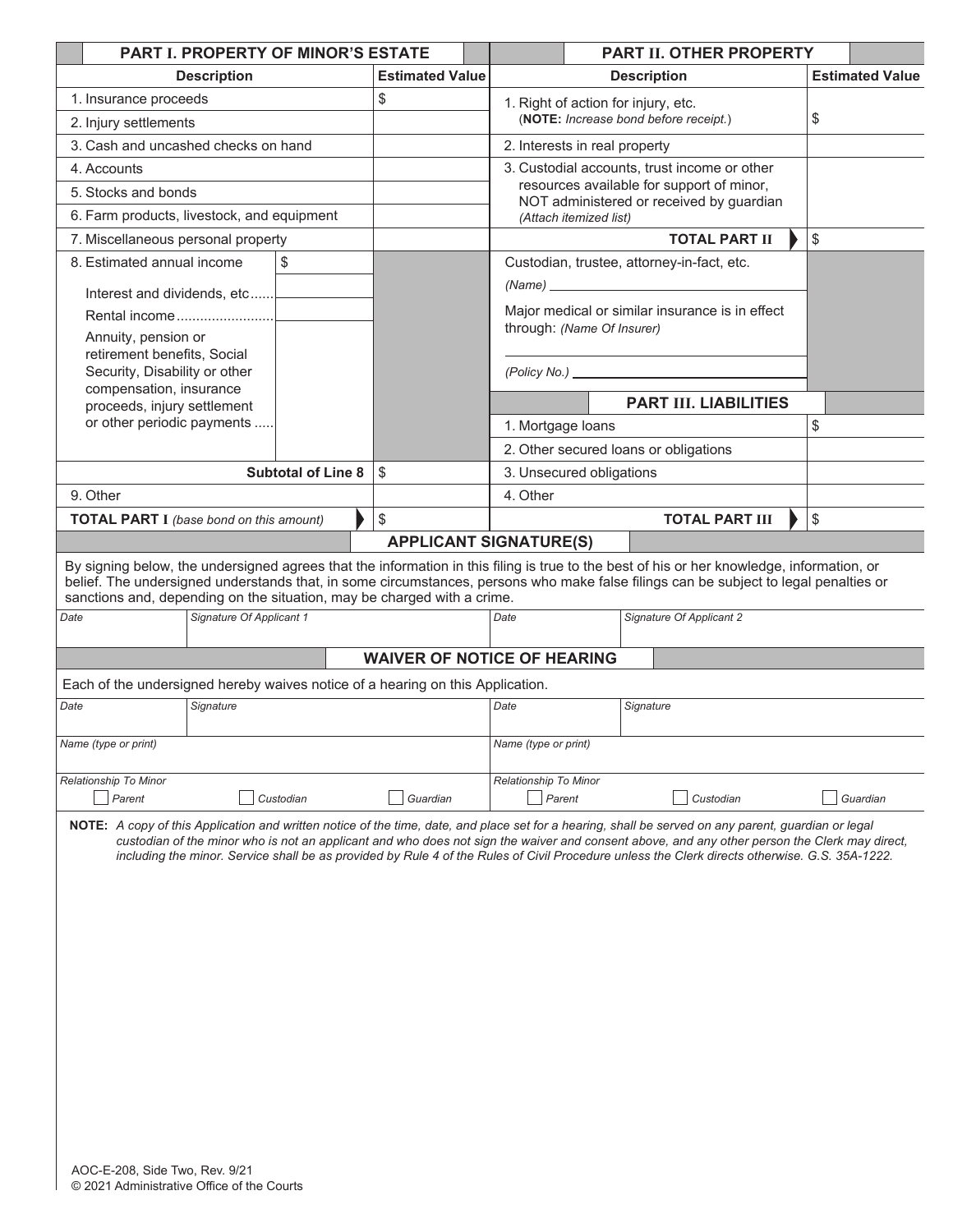## PART I. PROPERTY OF MINOR'S ESTATE

| Description | | Estimated Value |
|---|---|---|
| 1. Insurance proceeds | | $ |
| 2. Injury settlements | | |
| 3. Cash and uncashed checks on hand | | |
| 4. Accounts | | |
| 5. Stocks and bonds | | |
| 6. Farm products, livestock, and equipment | | |
| 7. Miscellaneous personal property | | |
| 8. Estimated annual income | $ | |
| Interest and dividends, etc...... | | |
| Rental income......................... | | |
| Annuity, pension or retirement benefits, Social Security, Disability or other compensation, insurance proceeds, injury settlement or other periodic payments ..... | | |
| **Subtotal of Line 8** | | $ |
| 9. Other | | |
| **TOTAL PART I** *(base bond on this amount)* | | $ |

## PART II. OTHER PROPERTY

| Description | Estimated Value |
|---|---|
| 1. Right of action for injury, etc. (**NOTE:** *Increase bond before receipt.*) | $ |
| 2. Interests in real property | |
| 3. Custodial accounts, trust income or other resources available for support of minor, NOT administered or received by guardian *(Attach itemized list)* | |
| **TOTAL PART II** | $ |

Custodian, trustee, attorney-in-fact, etc.

*(Name)* ____________________

Major medical or similar insurance is in effect through: *(Name Of Insurer)*

____________________

*(Policy No.)* ____________________

## PART III. LIABILITIES

| | |
|---|---|
| 1. Mortgage loans | $ |
| 2. Other secured loans or obligations | |
| 3. Unsecured obligations | |
| 4. Other | |
| **TOTAL PART III** | $ |

## APPLICANT SIGNATURE(S)

By signing below, the undersigned agrees that the information in this filing is true to the best of his or her knowledge, information, or belief. The undersigned understands that, in some circumstances, persons who make false filings can be subject to legal penalties or sanctions and, depending on the situation, may be charged with a crime.

| Date | Signature Of Applicant 1 | Date | Signature Of Applicant 2 |
|---|---|---|---|
| | | | |

## WAIVER OF NOTICE OF HEARING

Each of the undersigned hereby waives notice of a hearing on this Application.

| Date | Signature | Date | Signature |
|---|---|---|---|
| | | | |

| Name (type or print) | Name (type or print) |
|---|---|
| | |

| Relationship To Minor | Relationship To Minor |
|---|---|
| ☐ Parent ☐ Custodian ☐ Guardian | ☐ Parent ☐ Custodian ☐ Guardian |

**NOTE:** *A copy of this Application and written notice of the time, date, and place set for a hearing, shall be served on any parent, guardian or legal custodian of the minor who is not an applicant and who does not sign the waiver and consent above, and any other person the Clerk may direct, including the minor. Service shall be as provided by Rule 4 of the Rules of Civil Procedure unless the Clerk directs otherwise. G.S. 35A-1222.*

AOC-E-208, Side Two, Rev. 9/21
© 2021 Administrative Office of the Courts